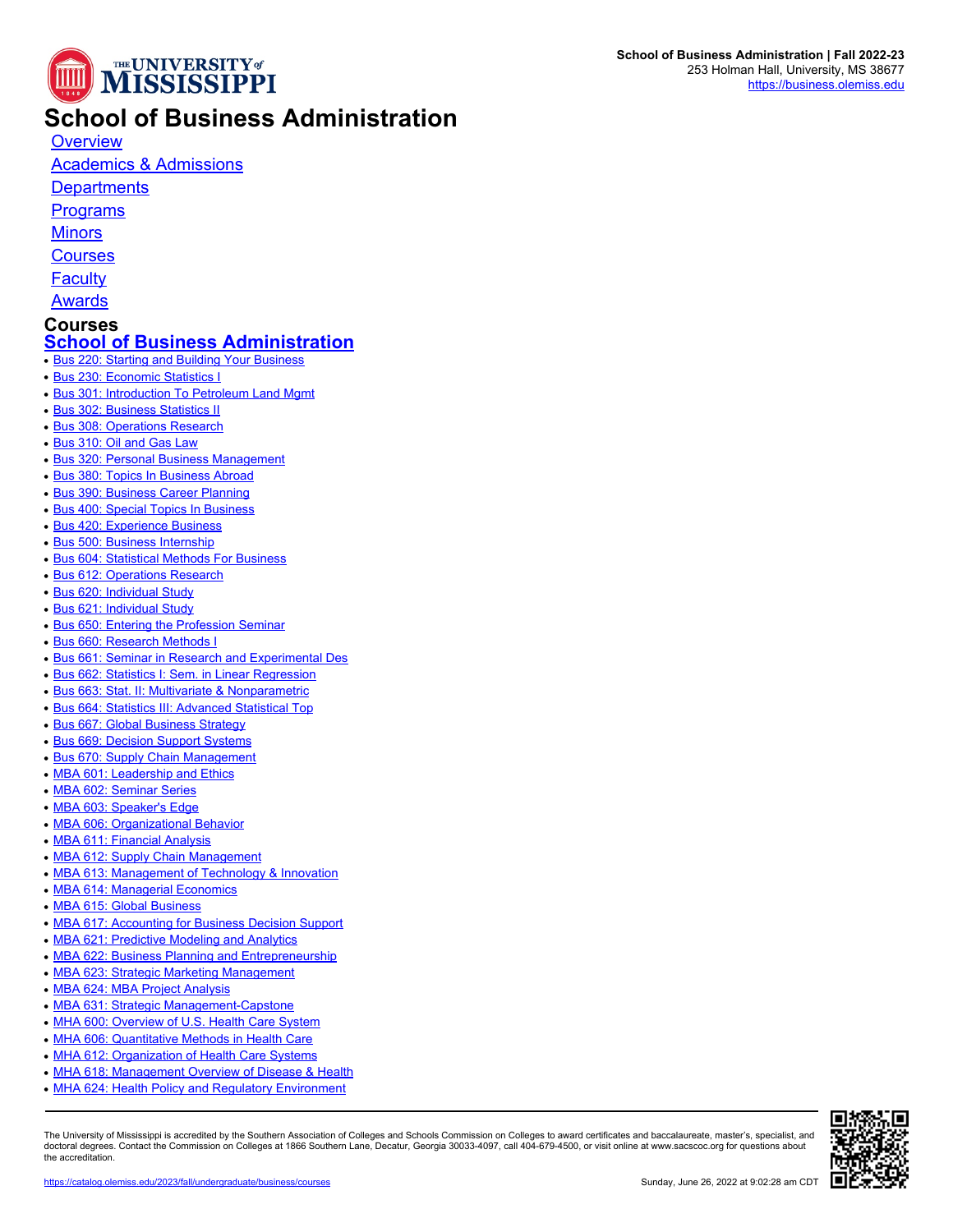School of Business Administration | Fall 2022-23
253 Holman Hall, University, MS 38677
https://business.olemiss.edu

# School of Business Administration

- Overview
- Academics & Admissions
- Departments
- Programs
- Minors
- Courses
- Faculty
- Awards

## Courses

### School of Business Administration

- Bus 220: Starting and Building Your Business
- Bus 230: Economic Statistics I
- Bus 301: Introduction To Petroleum Land Mgmt
- Bus 302: Business Statistics II
- Bus 308: Operations Research
- Bus 310: Oil and Gas Law
- Bus 320: Personal Business Management
- Bus 380: Topics In Business Abroad
- Bus 390: Business Career Planning
- Bus 400: Special Topics In Business
- Bus 420: Experience Business
- Bus 500: Business Internship
- Bus 604: Statistical Methods For Business
- Bus 612: Operations Research
- Bus 620: Individual Study
- Bus 621: Individual Study
- Bus 650: Entering the Profession Seminar
- Bus 660: Research Methods I
- Bus 661: Seminar in Research and Experimental Des
- Bus 662: Statistics I: Sem. in Linear Regression
- Bus 663: Stat. II: Multivariate & Nonparametric
- Bus 664: Statistics III: Advanced Statistical Top
- Bus 667: Global Business Strategy
- Bus 669: Decision Support Systems
- Bus 670: Supply Chain Management
- MBA 601: Leadership and Ethics
- MBA 602: Seminar Series
- MBA 603: Speaker's Edge
- MBA 606: Organizational Behavior
- MBA 611: Financial Analysis
- MBA 612: Supply Chain Management
- MBA 613: Management of Technology & Innovation
- MBA 614: Managerial Economics
- MBA 615: Global Business
- MBA 617: Accounting for Business Decision Support
- MBA 621: Predictive Modeling and Analytics
- MBA 622: Business Planning and Entrepreneurship
- MBA 623: Strategic Marketing Management
- MBA 624: MBA Project Analysis
- MBA 631: Strategic Management-Capstone
- MHA 600: Overview of U.S. Health Care System
- MHA 606: Quantitative Methods in Health Care
- MHA 612: Organization of Health Care Systems
- MHA 618: Management Overview of Disease & Health
- MHA 624: Health Policy and Regulatory Environment

The University of Mississippi is accredited by the Southern Association of Colleges and Schools Commission on Colleges to award certificates and baccalaureate, master's, specialist, and doctoral degrees. Contact the Commission on Colleges at 1866 Southern Lane, Decatur, Georgia 30033-4097, call 404-679-4500, or visit online at www.sacscoc.org for questions about the accreditation.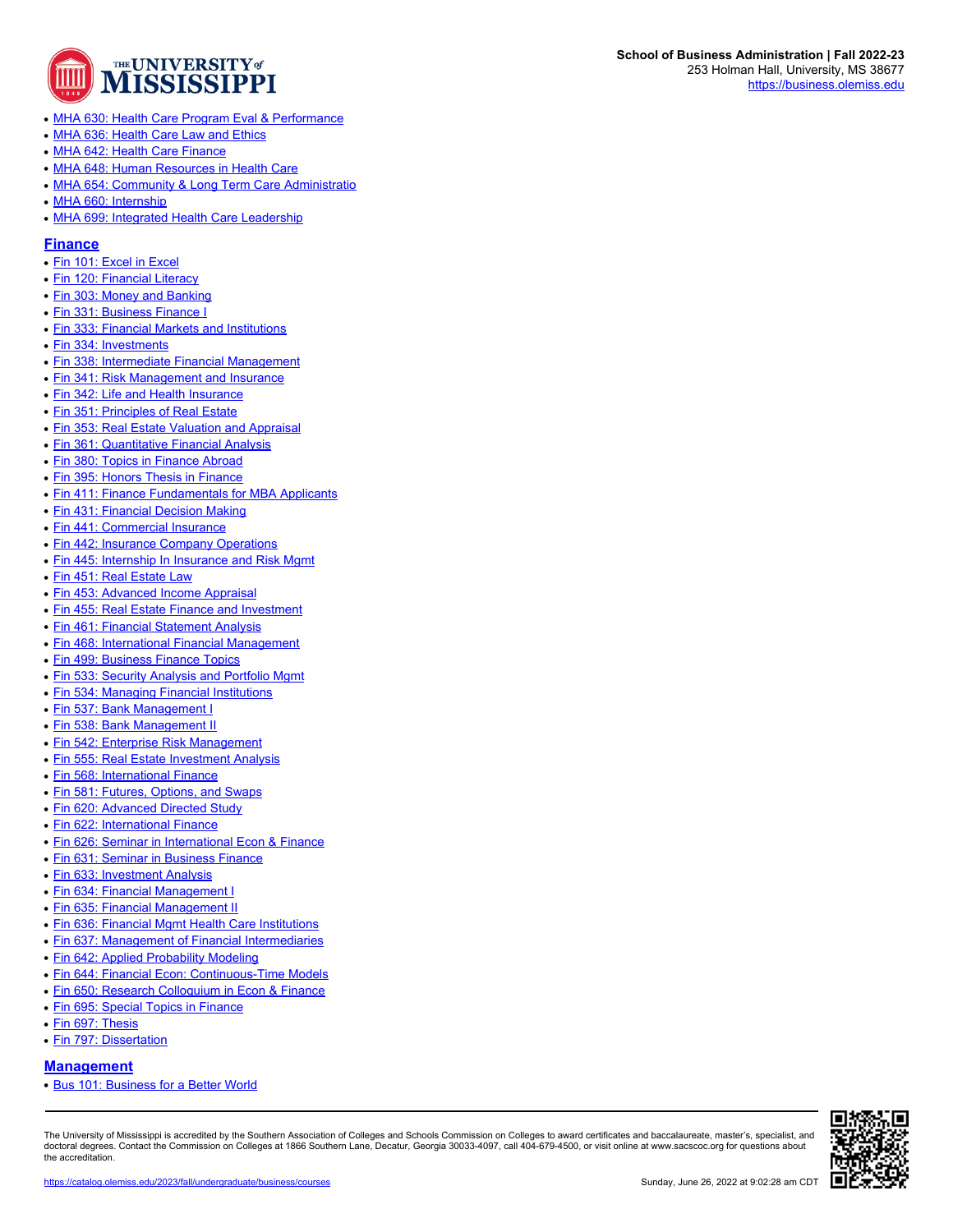- MHA 630: Health Care Program Eval & Performance
- MHA 636: Health Care Law and Ethics
- MHA 642: Health Care Finance
- MHA 648: Human Resources in Health Care
- MHA 654: Community & Long Term Care Administratio
- MHA 660: Internship
- MHA 699: Integrated Health Care Leadership

## Finance

- Fin 101: Excel in Excel
- Fin 120: Financial Literacy
- Fin 303: Money and Banking
- Fin 331: Business Finance I
- Fin 333: Financial Markets and Institutions
- Fin 334: Investments
- Fin 338: Intermediate Financial Management
- Fin 341: Risk Management and Insurance
- Fin 342: Life and Health Insurance
- Fin 351: Principles of Real Estate
- Fin 353: Real Estate Valuation and Appraisal
- Fin 361: Quantitative Financial Analysis
- Fin 380: Topics in Finance Abroad
- Fin 395: Honors Thesis in Finance
- Fin 411: Finance Fundamentals for MBA Applicants
- Fin 431: Financial Decision Making
- Fin 441: Commercial Insurance
- Fin 442: Insurance Company Operations
- Fin 445: Internship In Insurance and Risk Mgmt
- Fin 451: Real Estate Law
- Fin 453: Advanced Income Appraisal
- Fin 455: Real Estate Finance and Investment
- Fin 461: Financial Statement Analysis
- Fin 468: International Financial Management
- Fin 499: Business Finance Topics
- Fin 533: Security Analysis and Portfolio Mgmt
- Fin 534: Managing Financial Institutions
- Fin 537: Bank Management I
- Fin 538: Bank Management II
- Fin 542: Enterprise Risk Management
- Fin 555: Real Estate Investment Analysis
- Fin 568: International Finance
- Fin 581: Futures, Options, and Swaps
- Fin 620: Advanced Directed Study
- Fin 622: International Finance
- Fin 626: Seminar in International Econ & Finance
- Fin 631: Seminar in Business Finance
- Fin 633: Investment Analysis
- Fin 634: Financial Management I
- Fin 635: Financial Management II
- Fin 636: Financial Mgmt Health Care Institutions
- Fin 637: Management of Financial Intermediaries
- Fin 642: Applied Probability Modeling
- Fin 644: Financial Econ: Continuous-Time Models
- Fin 650: Research Colloquium in Econ & Finance
- Fin 695: Special Topics in Finance
- Fin 697: Thesis
- Fin 797: Dissertation

## Management

- Bus 101: Business for a Better World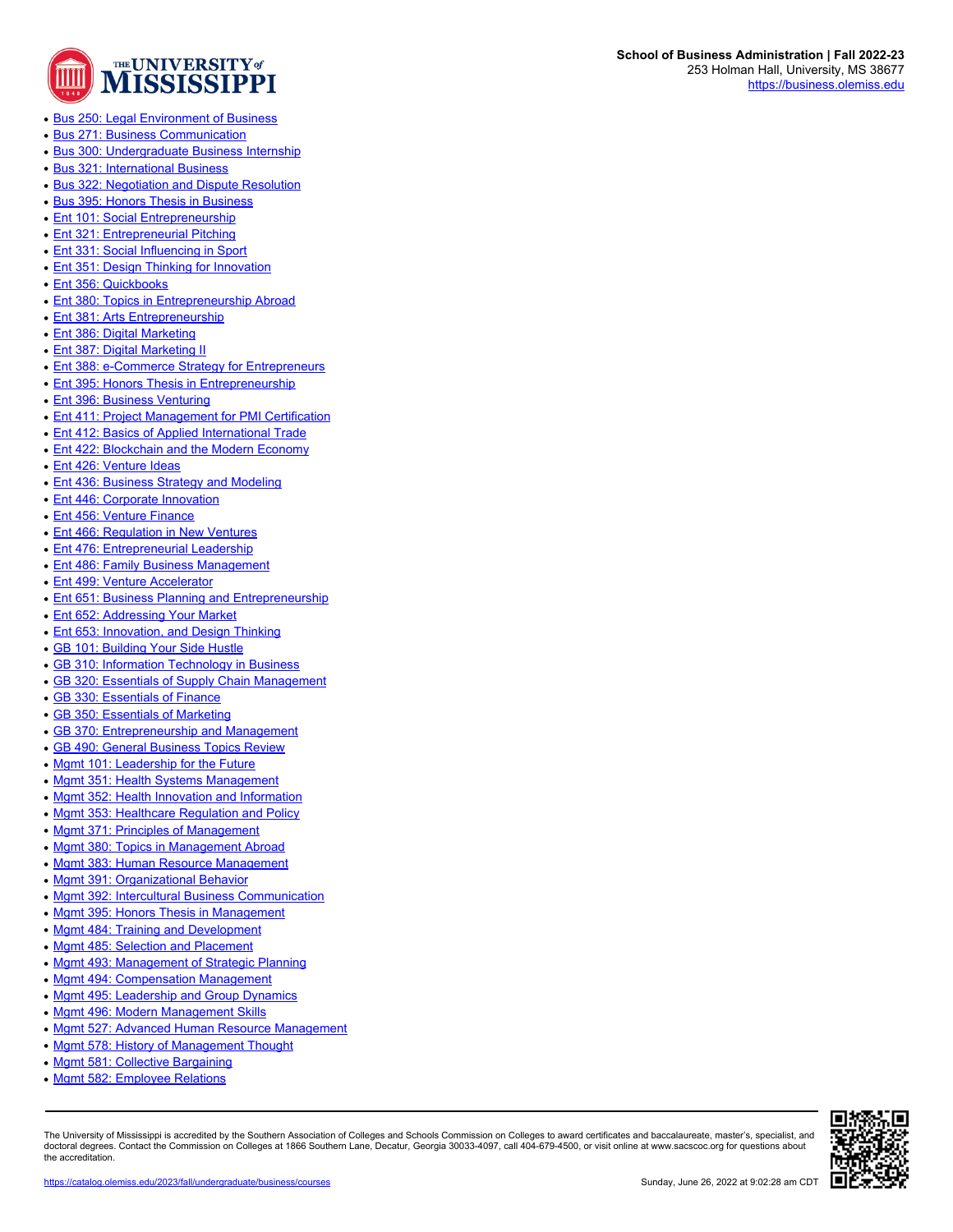- [Bus 250: Legal Environment of Business]
- [Bus 271: Business Communication]
- [Bus 300: Undergraduate Business Internship]
- [Bus 321: International Business]
- [Bus 322: Negotiation and Dispute Resolution]
- [Bus 395: Honors Thesis in Business]
- [Ent 101: Social Entrepreneurship]
- [Ent 321: Entrepreneurial Pitching]
- [Ent 331: Social Influencing in Sport]
- [Ent 351: Design Thinking for Innovation]
- [Ent 356: Quickbooks]
- [Ent 380: Topics in Entrepreneurship Abroad]
- [Ent 381: Arts Entrepreneurship]
- [Ent 386: Digital Marketing]
- [Ent 387: Digital Marketing II]
- [Ent 388: e-Commerce Strategy for Entrepreneurs]
- [Ent 395: Honors Thesis in Entrepreneurship]
- [Ent 396: Business Venturing]
- [Ent 411: Project Management for PMI Certification]
- [Ent 412: Basics of Applied International Trade]
- [Ent 422: Blockchain and the Modern Economy]
- [Ent 426: Venture Ideas]
- [Ent 436: Business Strategy and Modeling]
- [Ent 446: Corporate Innovation]
- [Ent 456: Venture Finance]
- [Ent 466: Regulation in New Ventures]
- [Ent 476: Entrepreneurial Leadership]
- [Ent 486: Family Business Management]
- [Ent 499: Venture Accelerator]
- [Ent 651: Business Planning and Entrepreneurship]
- [Ent 652: Addressing Your Market]
- [Ent 653: Innovation, and Design Thinking]
- [GB 101: Building Your Side Hustle]
- [GB 310: Information Technology in Business]
- [GB 320: Essentials of Supply Chain Management]
- [GB 330: Essentials of Finance]
- [GB 350: Essentials of Marketing]
- [GB 370: Entrepreneurship and Management]
- [GB 490: General Business Topics Review]
- [Mgmt 101: Leadership for the Future]
- [Mgmt 351: Health Systems Management]
- [Mgmt 352: Health Innovation and Information]
- [Mgmt 353: Healthcare Regulation and Policy]
- [Mgmt 371: Principles of Management]
- [Mgmt 380: Topics in Management Abroad]
- [Mgmt 383: Human Resource Management]
- [Mgmt 391: Organizational Behavior]
- [Mgmt 392: Intercultural Business Communication]
- [Mgmt 395: Honors Thesis in Management]
- [Mgmt 484: Training and Development]
- [Mgmt 485: Selection and Placement]
- [Mgmt 493: Management of Strategic Planning]
- [Mgmt 494: Compensation Management]
- [Mgmt 495: Leadership and Group Dynamics]
- [Mgmt 496: Modern Management Skills]
- [Mgmt 527: Advanced Human Resource Management]
- [Mgmt 578: History of Management Thought]
- [Mgmt 581: Collective Bargaining]
- [Mgmt 582: Employee Relations]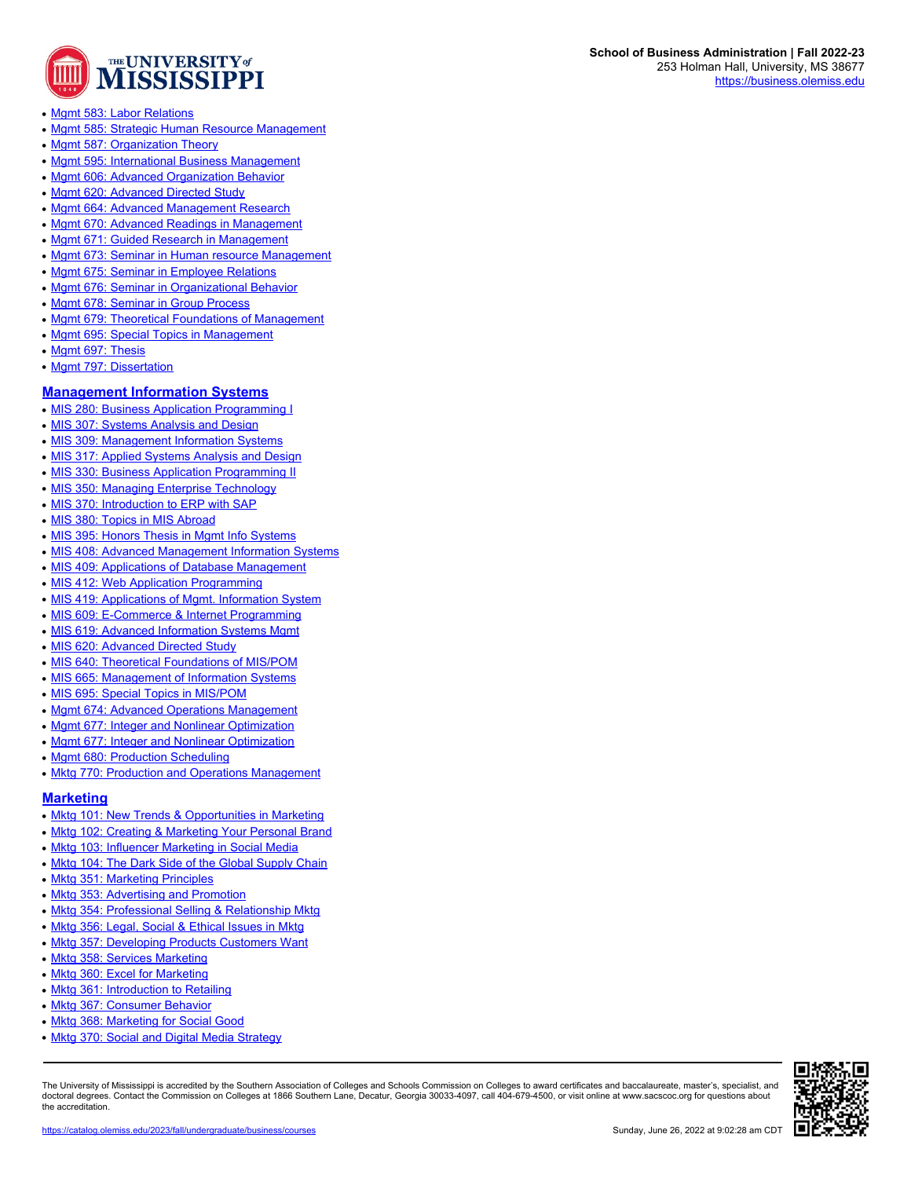- Mgmt 583: Labor Relations
- Mgmt 585: Strategic Human Resource Management
- Mgmt 587: Organization Theory
- Mgmt 595: International Business Management
- Mgmt 606: Advanced Organization Behavior
- Mgmt 620: Advanced Directed Study
- Mgmt 664: Advanced Management Research
- Mgmt 670: Advanced Readings in Management
- Mgmt 671: Guided Research in Management
- Mgmt 673: Seminar in Human resource Management
- Mgmt 675: Seminar in Employee Relations
- Mgmt 676: Seminar in Organizational Behavior
- Mgmt 678: Seminar in Group Process
- Mgmt 679: Theoretical Foundations of Management
- Mgmt 695: Special Topics in Management
- Mgmt 697: Thesis
- Mgmt 797: Dissertation

## Management Information Systems

- MIS 280: Business Application Programming I
- MIS 307: Systems Analysis and Design
- MIS 309: Management Information Systems
- MIS 317: Applied Systems Analysis and Design
- MIS 330: Business Application Programming II
- MIS 350: Managing Enterprise Technology
- MIS 370: Introduction to ERP with SAP
- MIS 380: Topics in MIS Abroad
- MIS 395: Honors Thesis in Mgmt Info Systems
- MIS 408: Advanced Management Information Systems
- MIS 409: Applications of Database Management
- MIS 412: Web Application Programming
- MIS 419: Applications of Mgmt. Information System
- MIS 609: E-Commerce & Internet Programming
- MIS 619: Advanced Information Systems Mgmt
- MIS 620: Advanced Directed Study
- MIS 640: Theoretical Foundations of MIS/POM
- MIS 665: Management of Information Systems
- MIS 695: Special Topics in MIS/POM
- Mgmt 674: Advanced Operations Management
- Mgmt 677: Integer and Nonlinear Optimization
- Mgmt 677: Integer and Nonlinear Optimization
- Mgmt 680: Production Scheduling
- Mktg 770: Production and Operations Management

## Marketing

- Mktg 101: New Trends & Opportunities in Marketing
- Mktg 102: Creating & Marketing Your Personal Brand
- Mktg 103: Influencer Marketing in Social Media
- Mktg 104: The Dark Side of the Global Supply Chain
- Mktg 351: Marketing Principles
- Mktg 353: Advertising and Promotion
- Mktg 354: Professional Selling & Relationship Mktg
- Mktg 356: Legal, Social & Ethical Issues in Mktg
- Mktg 357: Developing Products Customers Want
- Mktg 358: Services Marketing
- Mktg 360: Excel for Marketing
- Mktg 361: Introduction to Retailing
- Mktg 367: Consumer Behavior
- Mktg 368: Marketing for Social Good
- Mktg 370: Social and Digital Media Strategy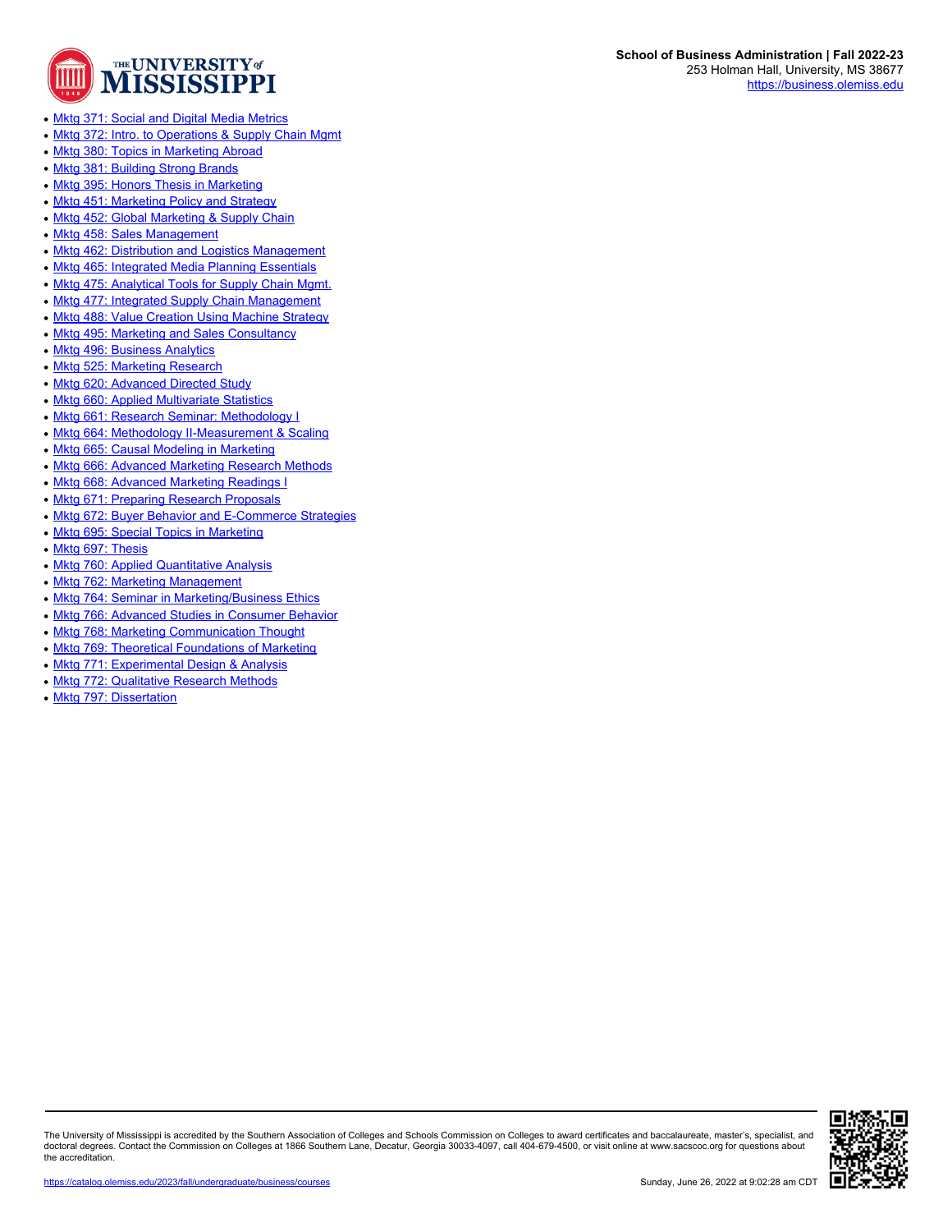- Mktg 371: Social and Digital Media Metrics
- Mktg 372: Intro. to Operations & Supply Chain Mgmt
- Mktg 380: Topics in Marketing Abroad
- Mktg 381: Building Strong Brands
- Mktg 395: Honors Thesis in Marketing
- Mktg 451: Marketing Policy and Strategy
- Mktg 452: Global Marketing & Supply Chain
- Mktg 458: Sales Management
- Mktg 462: Distribution and Logistics Management
- Mktg 465: Integrated Media Planning Essentials
- Mktg 475: Analytical Tools for Supply Chain Mgmt.
- Mktg 477: Integrated Supply Chain Management
- Mktg 488: Value Creation Using Machine Strategy
- Mktg 495: Marketing and Sales Consultancy
- Mktg 496: Business Analytics
- Mktg 525: Marketing Research
- Mktg 620: Advanced Directed Study
- Mktg 660: Applied Multivariate Statistics
- Mktg 661: Research Seminar: Methodology I
- Mktg 664: Methodology II-Measurement & Scaling
- Mktg 665: Causal Modeling in Marketing
- Mktg 666: Advanced Marketing Research Methods
- Mktg 668: Advanced Marketing Readings I
- Mktg 671: Preparing Research Proposals
- Mktg 672: Buyer Behavior and E-Commerce Strategies
- Mktg 695: Special Topics in Marketing
- Mktg 697: Thesis
- Mktg 760: Applied Quantitative Analysis
- Mktg 762: Marketing Management
- Mktg 764: Seminar in Marketing/Business Ethics
- Mktg 766: Advanced Studies in Consumer Behavior
- Mktg 768: Marketing Communication Thought
- Mktg 769: Theoretical Foundations of Marketing
- Mktg 771: Experimental Design & Analysis
- Mktg 772: Qualitative Research Methods
- Mktg 797: Dissertation